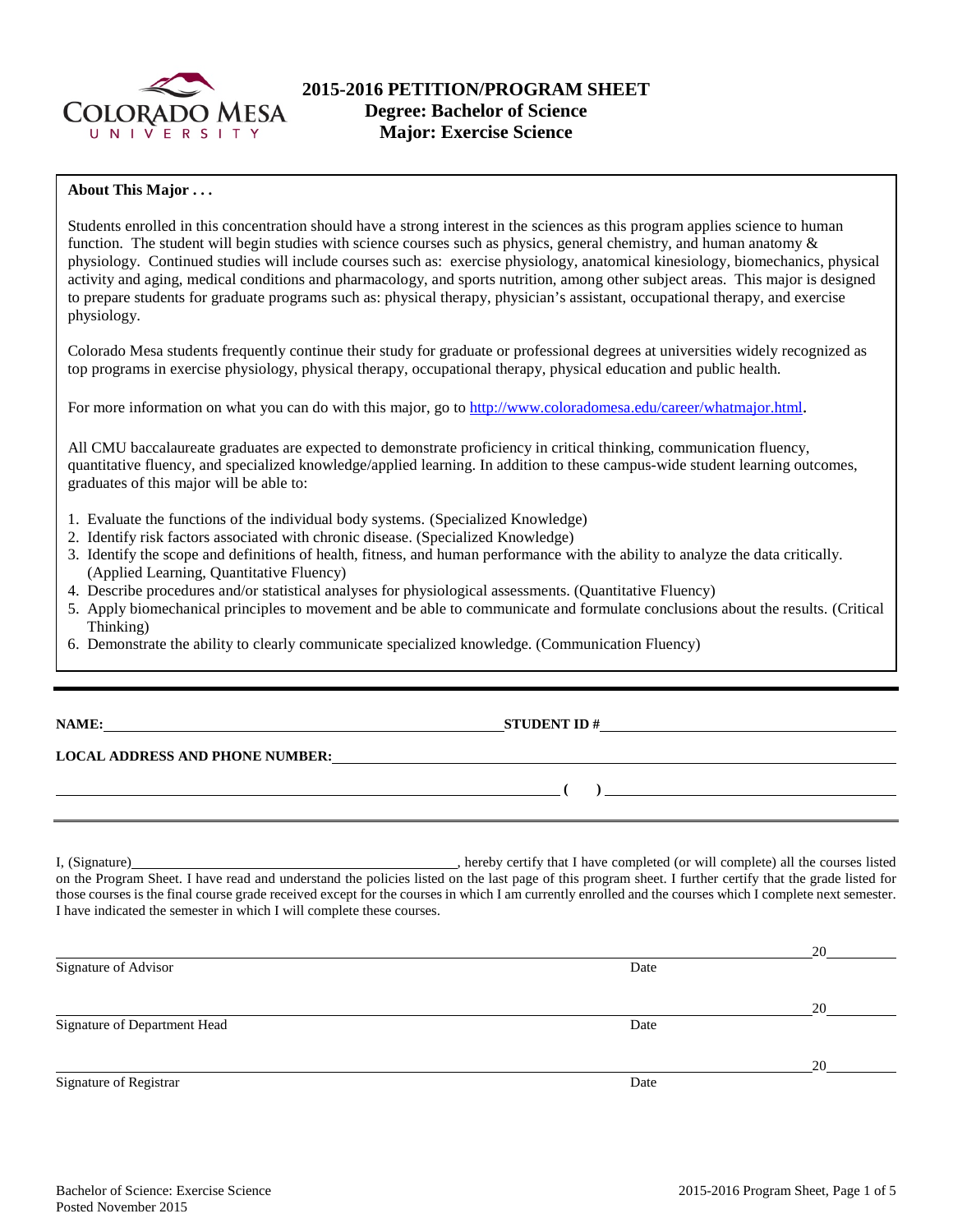# 2015-2016 PETITION/PROGRAM SHEET
## Degree: Bachelor of Science
## Major: Exercise Science

**About This Major . . .**

Students enrolled in this concentration should have a strong interest in the sciences as this program applies science to human function. The student will begin studies with science courses such as physics, general chemistry, and human anatomy & physiology. Continued studies will include courses such as: exercise physiology, anatomical kinesiology, biomechanics, physical activity and aging, medical conditions and pharmacology, and sports nutrition, among other subject areas. This major is designed to prepare students for graduate programs such as: physical therapy, physician's assistant, occupational therapy, and exercise physiology.

Colorado Mesa students frequently continue their study for graduate or professional degrees at universities widely recognized as top programs in exercise physiology, physical therapy, occupational therapy, physical education and public health.

For more information on what you can do with this major, go to http://www.coloradomesa.edu/career/whatmajor.html.

All CMU baccalaureate graduates are expected to demonstrate proficiency in critical thinking, communication fluency, quantitative fluency, and specialized knowledge/applied learning. In addition to these campus-wide student learning outcomes, graduates of this major will be able to:

1. Evaluate the functions of the individual body systems. (Specialized Knowledge)
2. Identify risk factors associated with chronic disease. (Specialized Knowledge)
3. Identify the scope and definitions of health, fitness, and human performance with the ability to analyze the data critically. (Applied Learning, Quantitative Fluency)
4. Describe procedures and/or statistical analyses for physiological assessments. (Quantitative Fluency)
5. Apply biomechanical principles to movement and be able to communicate and formulate conclusions about the results. (Critical Thinking)
6. Demonstrate the ability to clearly communicate specialized knowledge. (Communication Fluency)

---

**NAME:** ______________________ **STUDENT ID #** ______________________

**LOCAL ADDRESS AND PHONE NUMBER:** ______________________

______________________ **( )** ______________________

---

I, (Signature)______________________, hereby certify that I have completed (or will complete) all the courses listed on the Program Sheet. I have read and understand the policies listed on the last page of this program sheet. I further certify that the grade listed for those courses is the final course grade received except for the courses in which I am currently enrolled and the courses which I complete next semester. I have indicated the semester in which I will complete these courses.

______________________ 20____
Signature of Advisor Date

______________________ 20____
Signature of Department Head Date

______________________ 20____
Signature of Registrar Date

Bachelor of Science: Exercise Science
Posted November 2015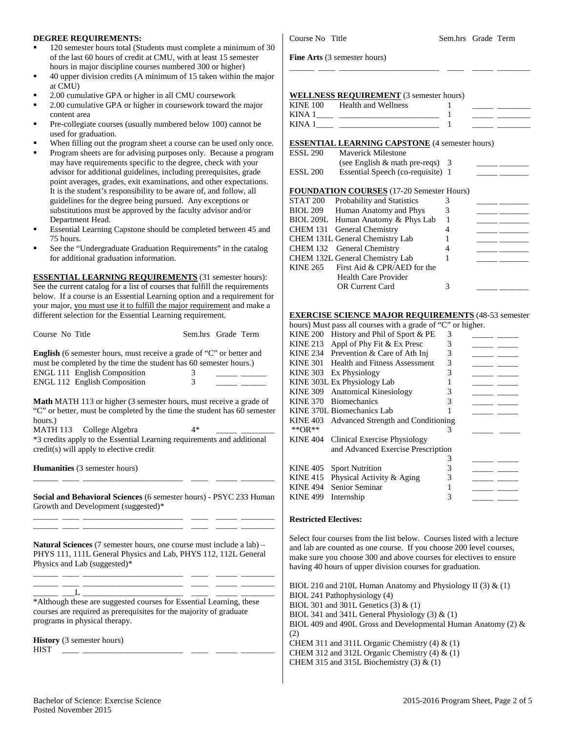**DEGREE REQUIREMENTS:**

- 120 semester hours total (Students must complete a minimum of 30 of the last 60 hours of credit at CMU, with at least 15 semester hours in major discipline courses numbered 300 or higher)
- 40 upper division credits (A minimum of 15 taken within the major at CMU)
- 2.00 cumulative GPA or higher in all CMU coursework
- 2.00 cumulative GPA or higher in coursework toward the major content area
- Pre-collegiate courses (usually numbered below 100) cannot be used for graduation.
- When filling out the program sheet a course can be used only once.
- Program sheets are for advising purposes only. Because a program may have requirements specific to the degree, check with your advisor for additional guidelines, including prerequisites, grade point averages, grades, exit examinations, and other expectations. It is the student's responsibility to be aware of, and follow, all guidelines for the degree being pursued. Any exceptions or substitutions must be approved by the faculty advisor and/or Department Head.
- Essential Learning Capstone should be completed between 45 and 75 hours.
- See the "Undergraduate Graduation Requirements" in the catalog for additional graduation information.

**ESSENTIAL LEARNING REQUIREMENTS** (31 semester hours): See the current catalog for a list of courses that fulfill the requirements below. If a course is an Essential Learning option and a requirement for your major, you must use it to fulfill the major requirement and make a different selection for the Essential Learning requirement.

| Course No | Title | Sem.hrs | Grade | Term |
|---|---|---|---|---|

**English** (6 semester hours, must receive a grade of "C" or better and must be completed by the time the student has 60 semester hours.)

| Course No | Title | Sem.hrs | Grade | Term |
|---|---|---|---|---|
| ENGL 111 | English Composition | 3 | | |
| ENGL 112 | English Composition | 3 | | |

**Math** MATH 113 or higher (3 semester hours, must receive a grade of "C" or better, must be completed by the time the student has 60 semester hours.)

| Course No | Title | Sem.hrs | Grade | Term |
|---|---|---|---|---|
| MATH 113 | College Algebra | 4* | | |

*3 credits apply to the Essential Learning requirements and additional credit(s) will apply to elective credit

**Humanities** (3 semester hours)

______ ____ ________________________ ____ _____ ________

**Social and Behavioral Sciences** (6 semester hours) - PSYC 233 Human Growth and Development (suggested)*

______ ____ ________________________ ____ _____ ________
______ ____ ________________________ ____ _____ ________

**Natural Sciences** (7 semester hours, one course must include a lab) – PHYS 111, 111L General Physics and Lab, PHYS 112, 112L General Physics and Lab (suggested)*

______ ____ ________________________ ____ _____ ________
______ ____ ________________________ ____ _____ ________
______ ___L ________________________ ____ _____ ________

*Although these are suggested courses for Essential Learning, these courses are required as prerequisites for the majority of graduate programs in physical therapy.

**History** (3 semester hours)

HIST ____ ________________________ ____ _____ ________

| Course No | Title | Sem.hrs | Grade | Term |
|---|---|---|---|---|

**Fine Arts** (3 semester hours)

______ ____ ________________________ ____ _____ ________

**WELLNESS REQUIREMENT** (3 semester hours)

| Course No | Title | Sem.hrs | Grade | Term |
|---|---|---|---|---|
| KINE 100 | Health and Wellness | 1 | | |
| KINA 1____ | | 1 | | |
| KINA 1____ | | 1 | | |

**ESSENTIAL LEARNING CAPSTONE** (4 semester hours)

| Course No | Title | Sem.hrs | Grade | Term |
|---|---|---|---|---|
| ESSL 290 | Maverick Milestone (see English & math pre-reqs) | 3 | | |
| ESSL 200 | Essential Speech (co-requisite) | 1 | | |

**FOUNDATION COURSES** (17-20 Semester Hours)

| Course No | Title | Sem.hrs | Grade | Term |
|---|---|---|---|---|
| STAT 200 | Probability and Statistics | 3 | | |
| BIOL 209 | Human Anatomy and Phys | 3 | | |
| BIOL 209L | Human Anatomy & Phys Lab | 1 | | |
| CHEM 131 | General Chemistry | 4 | | |
| CHEM 131L | General Chemistry Lab | 1 | | |
| CHEM 132 | General Chemistry | 4 | | |
| CHEM 132L | General Chemistry Lab | 1 | | |
| KINE 265 | First Aid & CPR/AED for the Health Care Provider OR Current Card | 3 | | |

**EXERCISE SCIENCE MAJOR REQUIREMENTS** (48-53 semester hours) Must pass all courses with a grade of "C" or higher.

| Course No | Title | Sem.hrs | Grade | Term |
|---|---|---|---|---|
| KINE 200 | History and Phil of Sport & PE | 3 | | |
| KINE 213 | Appl of Phy Fit & Ex Presc | 3 | | |
| KINE 234 | Prevention & Care of Ath Inj | 3 | | |
| KINE 301 | Health and Fitness Assessment | 3 | | |
| KINE 303 | Ex Physiology | 3 | | |
| KINE 303L | Ex Physiology Lab | 1 | | |
| KINE 309 | Anatomical Kinesiology | 3 | | |
| KINE 370 | Biomechanics | 3 | | |
| KINE 370L | Biomechanics Lab | 1 | | |
| KINE 403 **OR** | Advanced Strength and Conditioning | 3 | | |
| KINE 404 | Clinical Exercise Physiology and Advanced Exercise Prescription | 3 | | |
| KINE 405 | Sport Nutrition | 3 | | |
| KINE 415 | Physical Activity & Aging | 3 | | |
| KINE 494 | Senior Seminar | 1 | | |
| KINE 499 | Internship | 3 | | |

**Restricted Electives:**

Select four courses from the list below. Courses listed with a lecture and lab are counted as one course. If you choose 200 level courses, make sure you choose 300 and above courses for electives to ensure having 40 hours of upper division courses for graduation.

BIOL 210 and 210L Human Anatomy and Physiology II (3) & (1)
BIOL 241 Pathophysiology (4)
BIOL 301 and 301L Genetics (3) & (1)
BIOL 341 and 341L General Physiology (3) & (1)
BIOL 409 and 490L Gross and Developmental Human Anatomy (2) & (2)
CHEM 311 and 311L Organic Chemistry (4) & (1)
CHEM 312 and 312L Organic Chemistry (4) & (1)
CHEM 315 and 315L Biochemistry (3) & (1)

Bachelor of Science: Exercise Science
Posted November 2015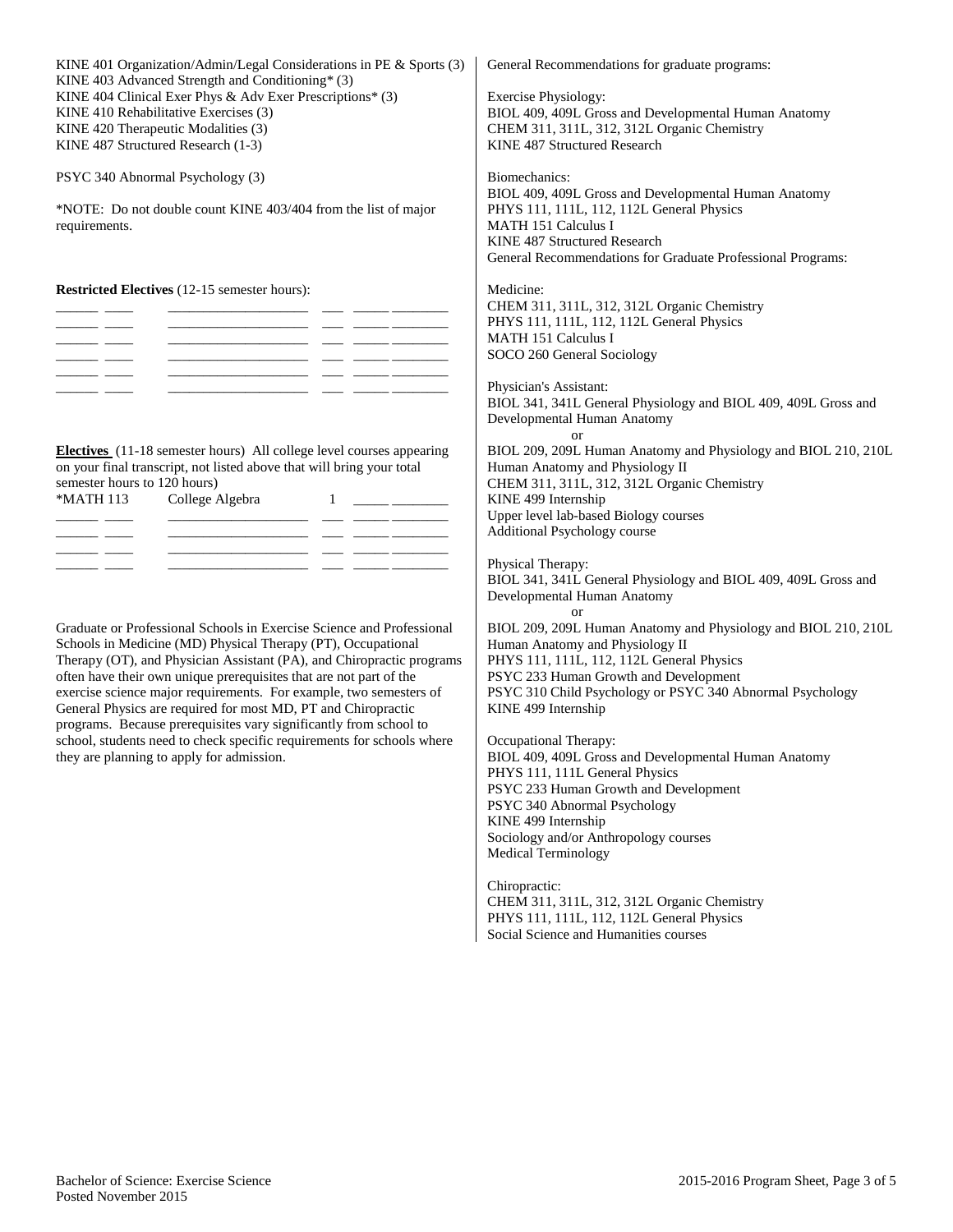KINE 401 Organization/Admin/Legal Considerations in PE & Sports (3)
KINE 403 Advanced Strength and Conditioning* (3)
KINE 404 Clinical Exer Phys & Adv Exer Prescriptions* (3)
KINE 410 Rehabilitative Exercises (3)
KINE 420 Therapeutic Modalities (3)
KINE 487 Structured Research (1-3)

PSYC 340 Abnormal Psychology (3)

*NOTE: Do not double count KINE 403/404 from the list of major requirements.

**Restricted Electives** (12-15 semester hours):

______ ____ ____________________ ___ _____ ________
______ ____ ____________________ ___ _____ ________
______ ____ ____________________ ___ _____ ________
______ ____ ____________________ ___ _____ ________
______ ____ ____________________ ___ _____ ________
______ ____ ____________________ ___ _____ ________

**Electives** (11-18 semester hours) All college level courses appearing on your final transcript, not listed above that will bring your total semester hours to 120 hours)

*MATH 113 College Algebra 1 _____ ________
______ ____ ____________________ ___ _____ ________
______ ____ ____________________ ___ _____ ________
______ ____ ____________________ ___ _____ ________
______ ____ ____________________ ___ _____ ________

Graduate or Professional Schools in Exercise Science and Professional Schools in Medicine (MD) Physical Therapy (PT), Occupational Therapy (OT), and Physician Assistant (PA), and Chiropractic programs often have their own unique prerequisites that are not part of the exercise science major requirements. For example, two semesters of General Physics are required for most MD, PT and Chiropractic programs. Because prerequisites vary significantly from school to school, students need to check specific requirements for schools where they are planning to apply for admission.

General Recommendations for graduate programs:

Exercise Physiology:
BIOL 409, 409L Gross and Developmental Human Anatomy
CHEM 311, 311L, 312, 312L Organic Chemistry
KINE 487 Structured Research

Biomechanics:
BIOL 409, 409L Gross and Developmental Human Anatomy
PHYS 111, 111L, 112, 112L General Physics
MATH 151 Calculus I
KINE 487 Structured Research
General Recommendations for Graduate Professional Programs:

Medicine:
CHEM 311, 311L, 312, 312L Organic Chemistry
PHYS 111, 111L, 112, 112L General Physics
MATH 151 Calculus I
SOCO 260 General Sociology

Physician's Assistant:
BIOL 341, 341L General Physiology and BIOL 409, 409L Gross and Developmental Human Anatomy
or
BIOL 209, 209L Human Anatomy and Physiology and BIOL 210, 210L Human Anatomy and Physiology II
CHEM 311, 311L, 312, 312L Organic Chemistry
KINE 499 Internship
Upper level lab-based Biology courses
Additional Psychology course

Physical Therapy:
BIOL 341, 341L General Physiology and BIOL 409, 409L Gross and Developmental Human Anatomy
or
BIOL 209, 209L Human Anatomy and Physiology and BIOL 210, 210L Human Anatomy and Physiology II
PHYS 111, 111L, 112, 112L General Physics
PSYC 233 Human Growth and Development
PSYC 310 Child Psychology or PSYC 340 Abnormal Psychology
KINE 499 Internship

Occupational Therapy:
BIOL 409, 409L Gross and Developmental Human Anatomy
PHYS 111, 111L General Physics
PSYC 233 Human Growth and Development
PSYC 340 Abnormal Psychology
KINE 499 Internship
Sociology and/or Anthropology courses
Medical Terminology

Chiropractic:
CHEM 311, 311L, 312, 312L Organic Chemistry
PHYS 111, 111L, 112, 112L General Physics
Social Science and Humanities courses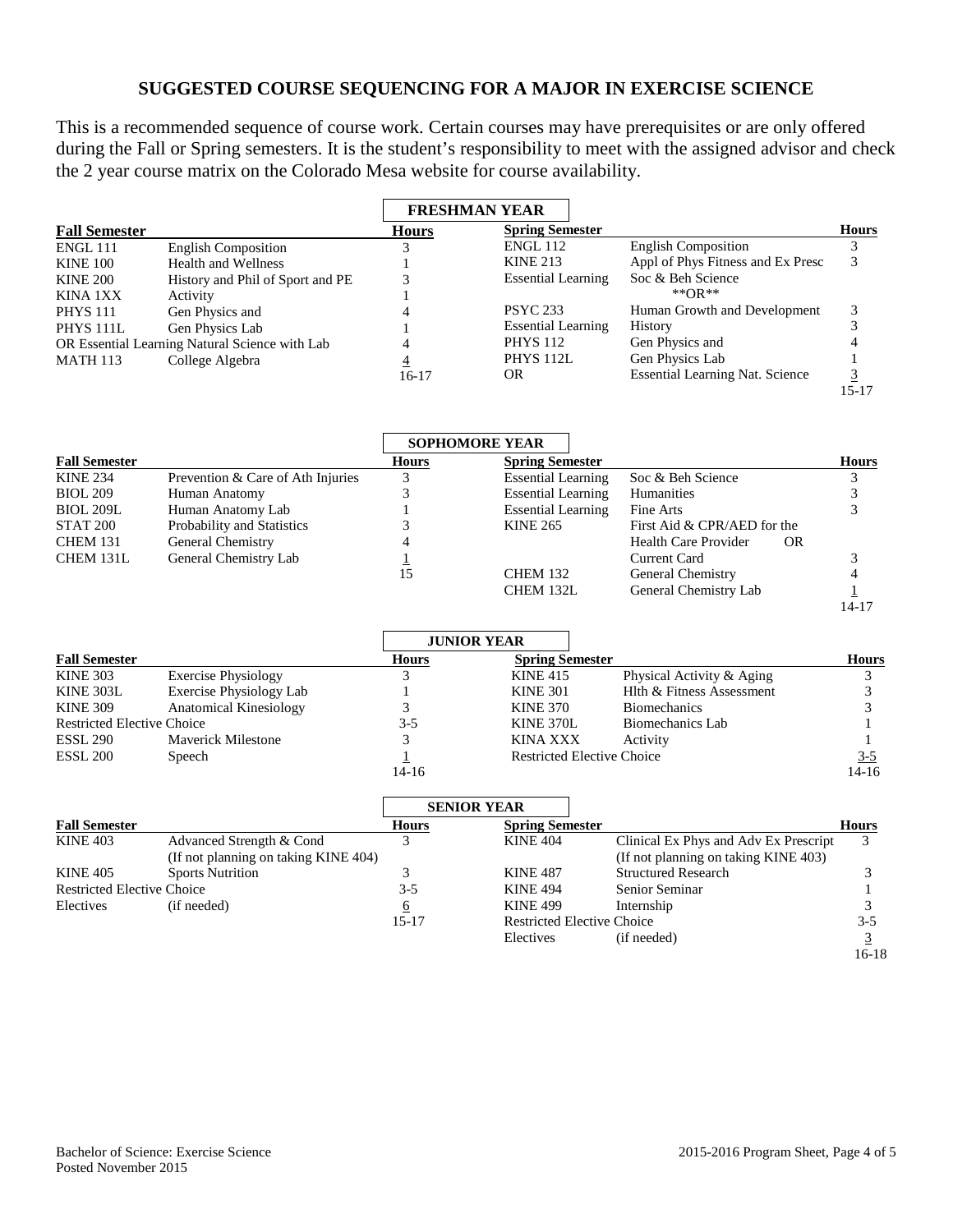# SUGGESTED COURSE SEQUENCING FOR A MAJOR IN EXERCISE SCIENCE

This is a recommended sequence of course work. Certain courses may have prerequisites or are only offered during the Fall or Spring semesters. It is the student's responsibility to meet with the assigned advisor and check the 2 year course matrix on the Colorado Mesa website for course availability.

## FRESHMAN YEAR

| Fall Semester | | Hours | Spring Semester | | Hours |
|---|---|---|---|---|---|
| ENGL 111 | English Composition | 3 | ENGL 112 | English Composition | 3 |
| KINE 100 | Health and Wellness | 1 | KINE 213 | Appl of Phys Fitness and Ex Presc | 3 |
| KINE 200 | History and Phil of Sport and PE | 3 | Essential Learning | Soc & Beh Science | |
| KINA 1XX | Activity | 1 | | **OR** | |
| PHYS 111 | Gen Physics and | 4 | PSYC 233 | Human Growth and Development | 3 |
| PHYS 111L | Gen Physics Lab | 1 | Essential Learning | History | 3 |
| OR Essential Learning Natural Science with Lab | | 4 | PHYS 112 | Gen Physics and | 4 |
| MATH 113 | College Algebra | 4 | PHYS 112L | Gen Physics Lab | 1 |
| | | 16-17 | OR | Essential Learning Nat. Science | 3 |
| | | | | | 15-17 |

## SOPHOMORE YEAR

| Fall Semester | | Hours | Spring Semester | | Hours |
|---|---|---|---|---|---|
| KINE 234 | Prevention & Care of Ath Injuries | 3 | Essential Learning | Soc & Beh Science | 3 |
| BIOL 209 | Human Anatomy | 3 | Essential Learning | Humanities | 3 |
| BIOL 209L | Human Anatomy Lab | 1 | Essential Learning | Fine Arts | 3 |
| STAT 200 | Probability and Statistics | 3 | KINE 265 | First Aid & CPR/AED for the | |
| CHEM 131 | General Chemistry | 4 | | Health Care Provider OR | |
| CHEM 131L | General Chemistry Lab | 1 | | Current Card | 3 |
| | | 15 | CHEM 132 | General Chemistry | 4 |
| | | | CHEM 132L | General Chemistry Lab | 1 |
| | | | | | 14-17 |

## JUNIOR YEAR

| Fall Semester | | Hours | Spring Semester | | Hours |
|---|---|---|---|---|---|
| KINE 303 | Exercise Physiology | 3 | KINE 415 | Physical Activity & Aging | 3 |
| KINE 303L | Exercise Physiology Lab | 1 | KINE 301 | Hlth & Fitness Assessment | 3 |
| KINE 309 | Anatomical Kinesiology | 3 | KINE 370 | Biomechanics | 3 |
| Restricted Elective Choice | | 3-5 | KINE 370L | Biomechanics Lab | 1 |
| ESSL 290 | Maverick Milestone | 3 | KINA XXX | Activity | 1 |
| ESSL 200 | Speech | 1 | Restricted Elective Choice | | 3-5 |
| | | 14-16 | | | 14-16 |

## SENIOR YEAR

| Fall Semester | | Hours | Spring Semester | | Hours |
|---|---|---|---|---|---|
| KINE 403 | Advanced Strength & Cond (If not planning on taking KINE 404) | 3 | KINE 404 | Clinical Ex Phys and Adv Ex Prescript (If not planning on taking KINE 403) | 3 |
| KINE 405 | Sports Nutrition | 3 | KINE 487 | Structured Research | 3 |
| Restricted Elective Choice | | 3-5 | KINE 494 | Senior Seminar | 1 |
| Electives | (if needed) | 6 | KINE 499 | Internship | 3 |
| | | 15-17 | Restricted Elective Choice | | 3-5 |
| | | | Electives | (if needed) | 3 |
| | | | | | 16-18 |

Bachelor of Science: Exercise Science
Posted November 2015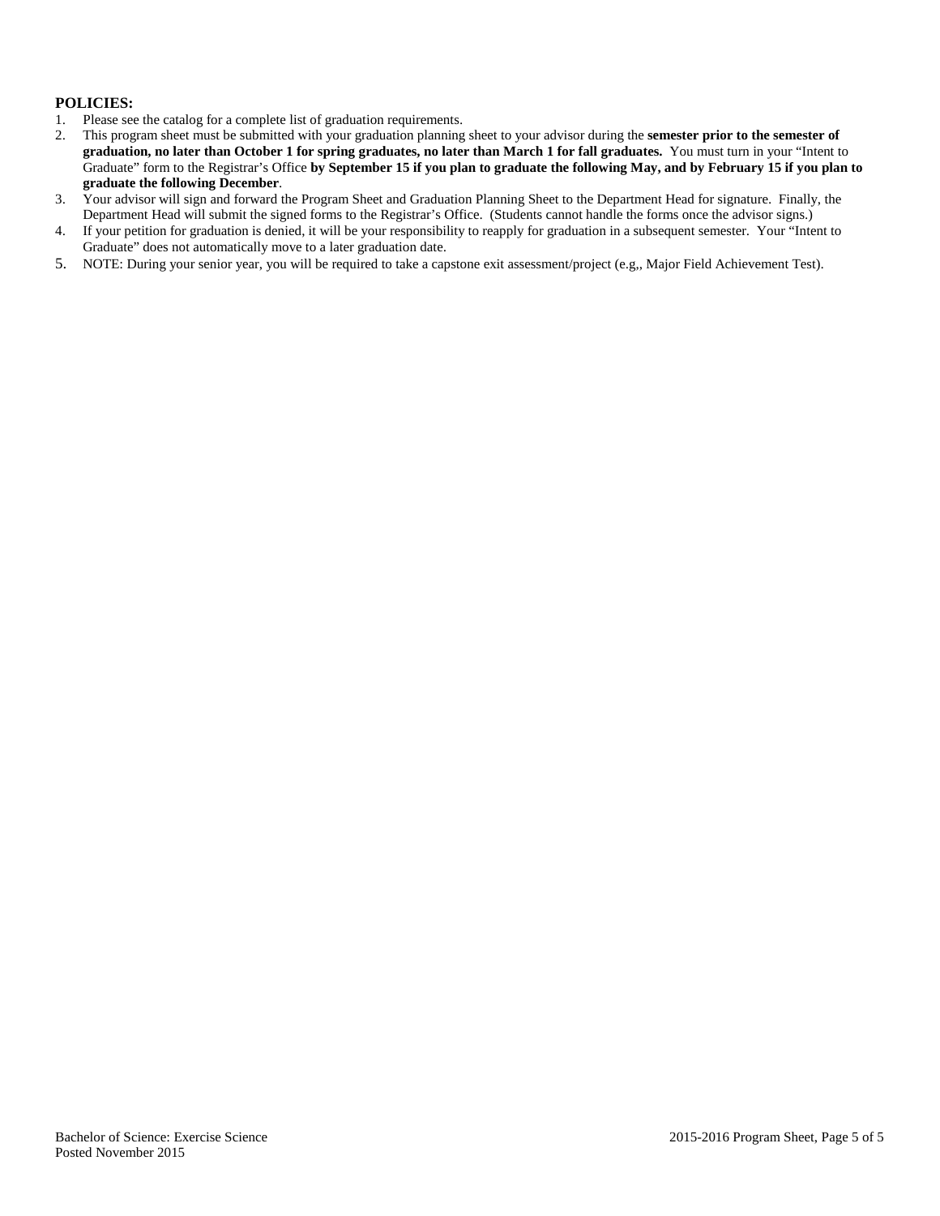**POLICIES:**

1. Please see the catalog for a complete list of graduation requirements.
2. This program sheet must be submitted with your graduation planning sheet to your advisor during the **semester prior to the semester of graduation, no later than October 1 for spring graduates, no later than March 1 for fall graduates.** You must turn in your "Intent to Graduate" form to the Registrar's Office **by September 15 if you plan to graduate the following May, and by February 15 if you plan to graduate the following December**.
3. Your advisor will sign and forward the Program Sheet and Graduation Planning Sheet to the Department Head for signature. Finally, the Department Head will submit the signed forms to the Registrar's Office. (Students cannot handle the forms once the advisor signs.)
4. If your petition for graduation is denied, it will be your responsibility to reapply for graduation in a subsequent semester. Your "Intent to Graduate" does not automatically move to a later graduation date.
5. NOTE: During your senior year, you will be required to take a capstone exit assessment/project (e.g,, Major Field Achievement Test).